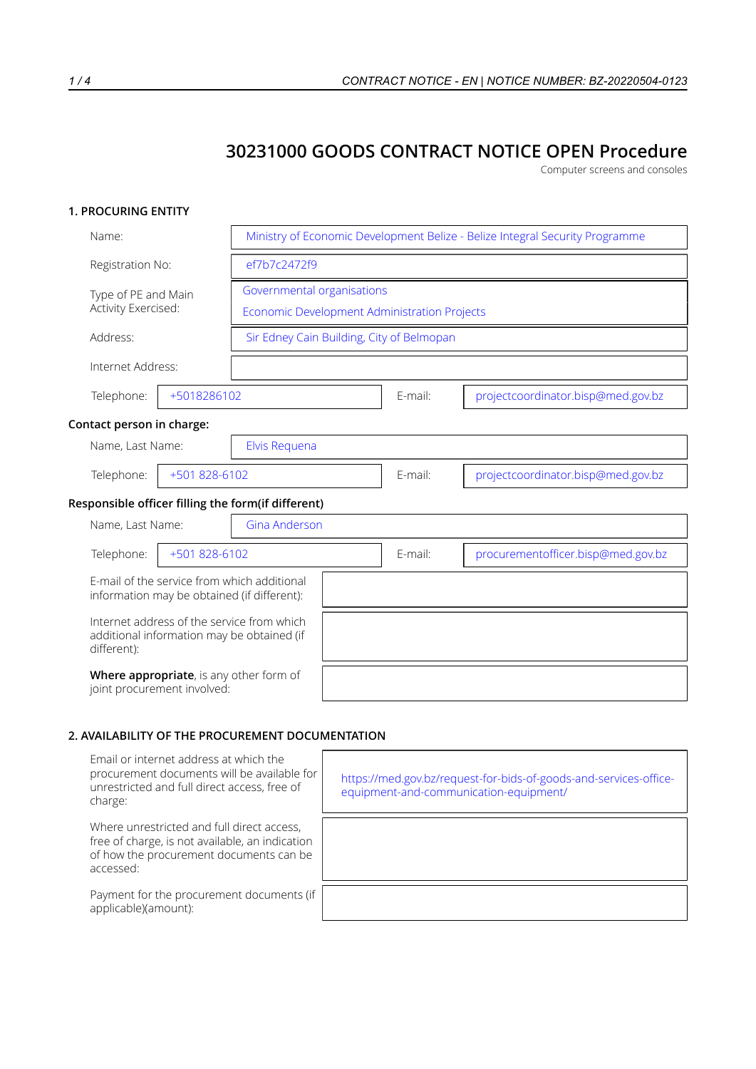# 30231000 GOODS CONTRACT NOTICE OPEN Procedure

Computer screens and consoles

## 1. PROCURING ENTITY

| | |
|---|---|
| Name: | Ministry of Economic Development Belize - Belize Integral Security Programme |
| Registration No: | ef7b7c2472f9 |
| Type of PE and Main Activity Exercised: | Governmental organisations<br>Economic Development Administration Projects |
| Address: | Sir Edney Cain Building, City of Belmopan |
| Internet Address: | |

| | | | |
|---|---|---|---|
| Telephone: | +5018286102 | E-mail: | projectcoordinator.bisp@med.gov.bz |

**Contact person in charge:**

| | | | |
|---|---|---|---|
| Name, Last Name: | Elvis Requena | | |
| Telephone: | +501 828-6102 | E-mail: | projectcoordinator.bisp@med.gov.bz |

**Responsible officer filling the form(if different)**

| | | | |
|---|---|---|---|
| Name, Last Name: | Gina Anderson | | |
| Telephone: | +501 828-6102 | E-mail: | procurementofficer.bisp@med.gov.bz |

| | |
|---|---|
| E-mail of the service from which additional information may be obtained (if different): | |
| Internet address of the service from which additional information may be obtained (if different): | |
| **Where appropriate**, is any other form of joint procurement involved: | |

## 2. AVAILABILITY OF THE PROCUREMENT DOCUMENTATION

| | |
|---|---|
| Email or internet address at which the procurement documents will be available for unrestricted and full direct access, free of charge: | https://med.gov.bz/request-for-bids-of-goods-and-services-office-equipment-and-communication-equipment/ |
| Where unrestricted and full direct access, free of charge, is not available, an indication of how the procurement documents can be accessed: | |
| Payment for the procurement documents (if applicable)(amount): | |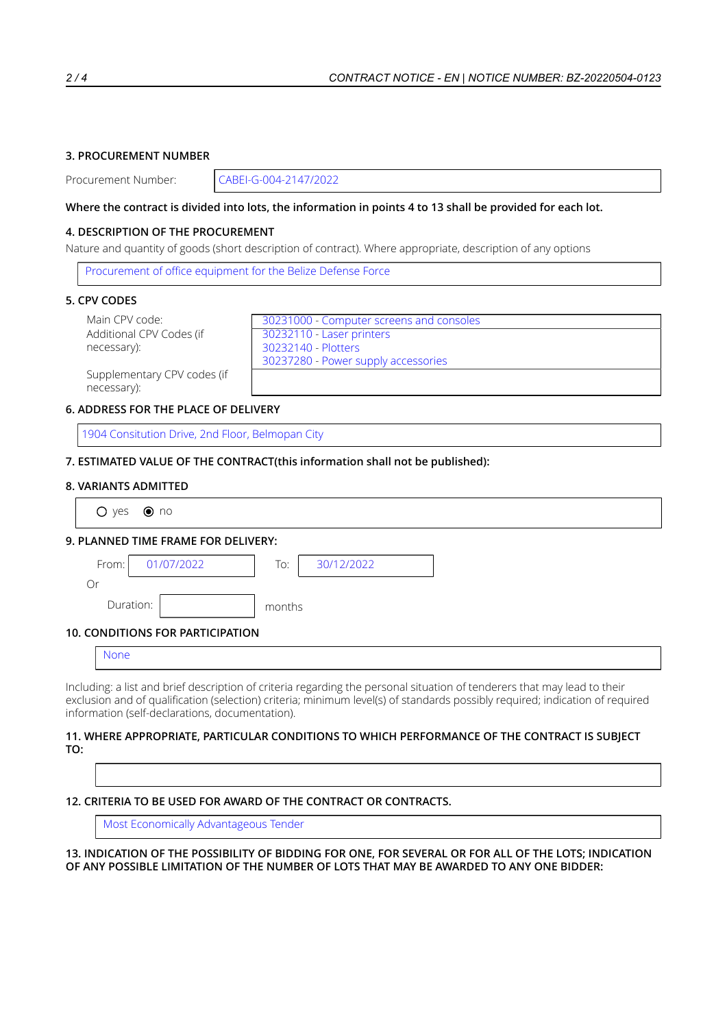### 3. PROCUREMENT NUMBER

| Procurement Number: | CABEI-G-004-2147/2022 |
|---|---|

**Where the contract is divided into lots, the information in points 4 to 13 shall be provided for each lot.**

### 4. DESCRIPTION OF THE PROCUREMENT

Nature and quantity of goods (short description of contract). Where appropriate, description of any options

Procurement of office equipment for the Belize Defense Force

### 5. CPV CODES

| | |
|---|---|
| Main CPV code: | 30231000 - Computer screens and consoles |
| Additional CPV Codes (if necessary): | 30232110 - Laser printers<br>30232140 - Plotters<br>30237280 - Power supply accessories |
| Supplementary CPV codes (if necessary): | |

### 6. ADDRESS FOR THE PLACE OF DELIVERY

1904 Consitution Drive, 2nd Floor, Belmopan City

### 7. ESTIMATED VALUE OF THE CONTRACT(this information shall not be published):

### 8. VARIANTS ADMITTED

○ yes ◉ no

### 9. PLANNED TIME FRAME FOR DELIVERY:

From: 01/07/2022 To: 30/12/2022

Or

Duration: months

### 10. CONDITIONS FOR PARTICIPATION

None

Including: a list and brief description of criteria regarding the personal situation of tenderers that may lead to their exclusion and of qualification (selection) criteria; minimum level(s) of standards possibly required; indication of required information (self-declarations, documentation).

### 11. WHERE APPROPRIATE, PARTICULAR CONDITIONS TO WHICH PERFORMANCE OF THE CONTRACT IS SUBJECT TO:

### 12. CRITERIA TO BE USED FOR AWARD OF THE CONTRACT OR CONTRACTS.

Most Economically Advantageous Tender

### 13. INDICATION OF THE POSSIBILITY OF BIDDING FOR ONE, FOR SEVERAL OR FOR ALL OF THE LOTS; INDICATION OF ANY POSSIBLE LIMITATION OF THE NUMBER OF LOTS THAT MAY BE AWARDED TO ANY ONE BIDDER: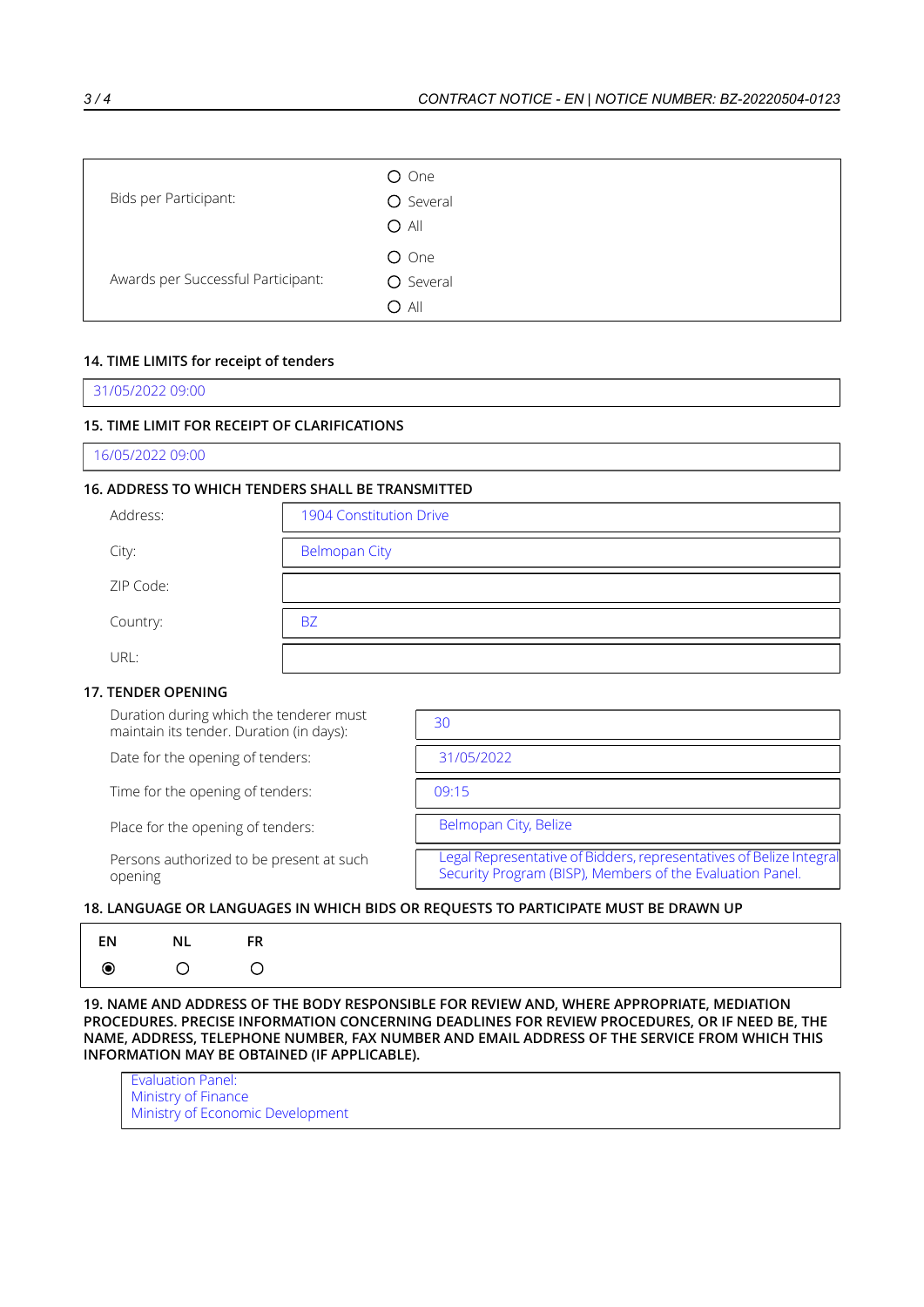| | |
|---|---|
| Bids per Participant: | ○ One<br>○ Several<br>○ All |
| Awards per Successful Participant: | ○ One<br>○ Several<br>○ All |

### 14. TIME LIMITS for receipt of tenders

31/05/2022 09:00

### 15. TIME LIMIT FOR RECEIPT OF CLARIFICATIONS

16/05/2022 09:00

### 16. ADDRESS TO WHICH TENDERS SHALL BE TRANSMITTED

| | |
|---|---|
| Address: | 1904 Constitution Drive |
| City: | Belmopan City |
| ZIP Code: | |
| Country: | BZ |
| URL: | |

### 17. TENDER OPENING

| | |
|---|---|
| Duration during which the tenderer must maintain its tender. Duration (in days): | 30 |
| Date for the opening of tenders: | 31/05/2022 |
| Time for the opening of tenders: | 09:15 |
| Place for the opening of tenders: | Belmopan City, Belize |
| Persons authorized to be present at such opening | Legal Representative of Bidders, representatives of Belize Integral Security Program (BISP), Members of the Evaluation Panel. |

### 18. LANGUAGE OR LANGUAGES IN WHICH BIDS OR REQUESTS TO PARTICIPATE MUST BE DRAWN UP

| EN | NL | FR |
|---|---|---|
| ◉ | ○ | ○ |

### 19. NAME AND ADDRESS OF THE BODY RESPONSIBLE FOR REVIEW AND, WHERE APPROPRIATE, MEDIATION PROCEDURES. PRECISE INFORMATION CONCERNING DEADLINES FOR REVIEW PROCEDURES, OR IF NEED BE, THE NAME, ADDRESS, TELEPHONE NUMBER, FAX NUMBER AND EMAIL ADDRESS OF THE SERVICE FROM WHICH THIS INFORMATION MAY BE OBTAINED (IF APPLICABLE).

Evaluation Panel:
Ministry of Finance
Ministry of Economic Development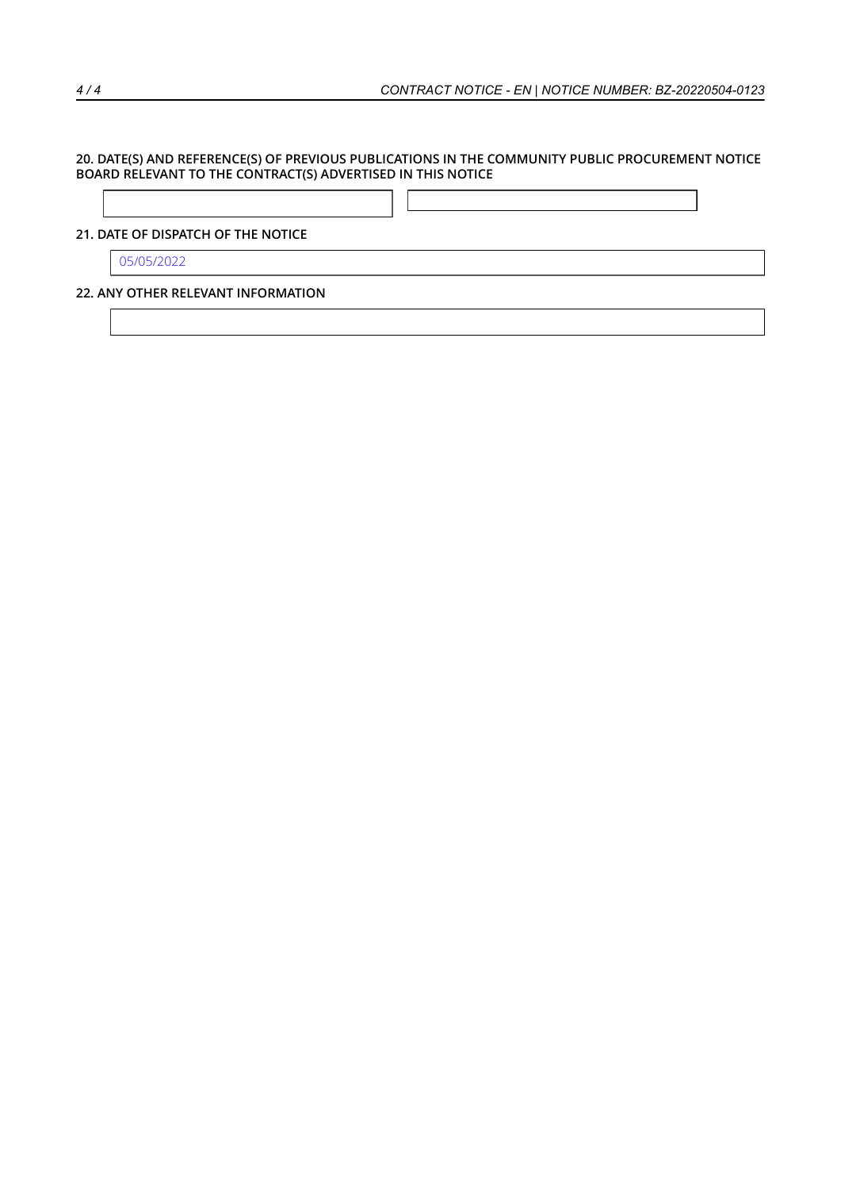**20. DATE(S) AND REFERENCE(S) OF PREVIOUS PUBLICATIONS IN THE COMMUNITY PUBLIC PROCUREMENT NOTICE BOARD RELEVANT TO THE CONTRACT(S) ADVERTISED IN THIS NOTICE**

**21. DATE OF DISPATCH OF THE NOTICE**

05/05/2022

**22. ANY OTHER RELEVANT INFORMATION**